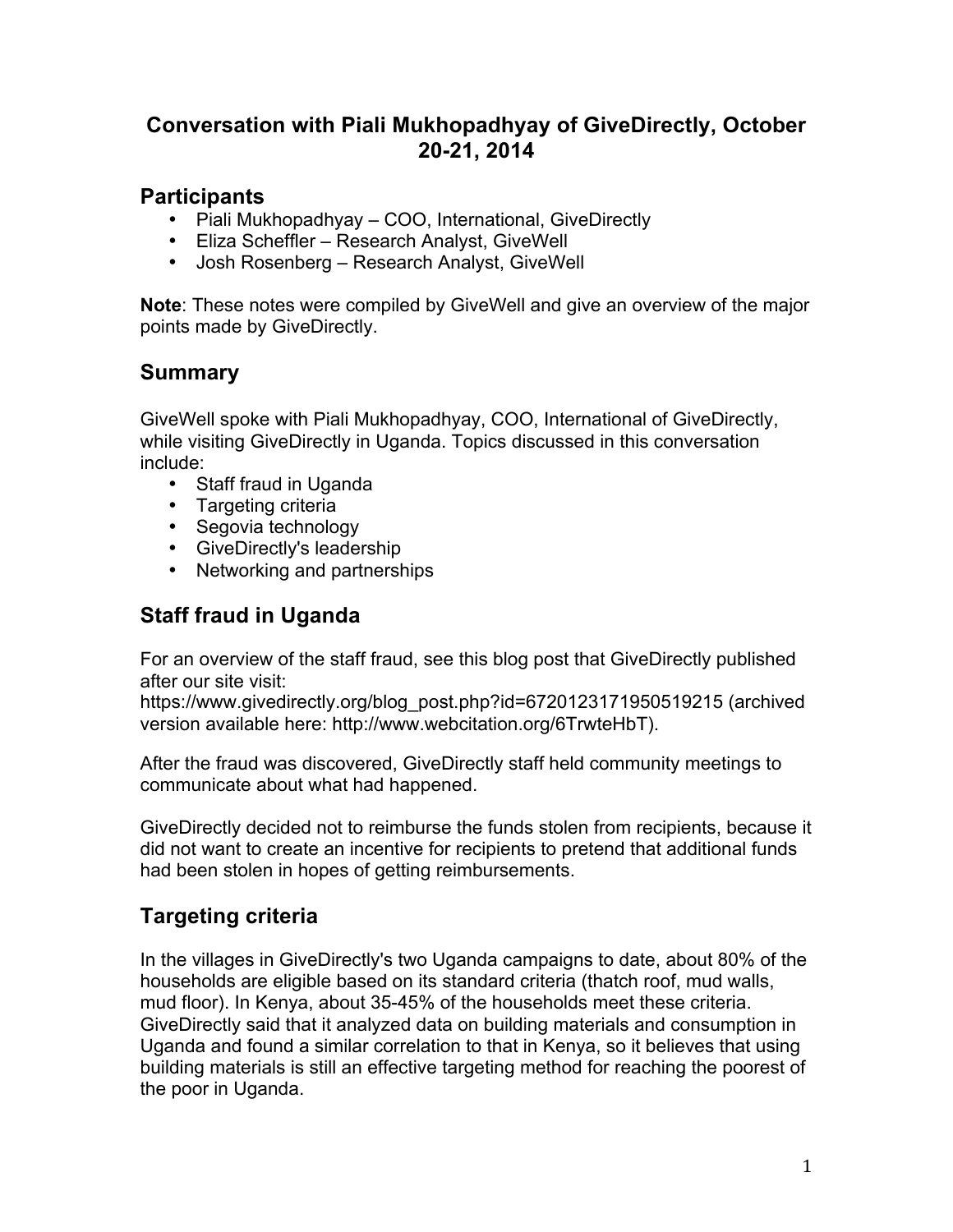# Conversation with Piali Mukhopadhyay of GiveDirectly, October 20-21, 2014

## Participants

- Piali Mukhopadhyay – COO, International, GiveDirectly
- Eliza Scheffler – Research Analyst, GiveWell
- Josh Rosenberg – Research Analyst, GiveWell

**Note**: These notes were compiled by GiveWell and give an overview of the major points made by GiveDirectly.

## Summary

GiveWell spoke with Piali Mukhopadhyay, COO, International of GiveDirectly, while visiting GiveDirectly in Uganda. Topics discussed in this conversation include:

- Staff fraud in Uganda
- Targeting criteria
- Segovia technology
- GiveDirectly's leadership
- Networking and partnerships

## Staff fraud in Uganda

For an overview of the staff fraud, see this blog post that GiveDirectly published after our site visit: https://www.givedirectly.org/blog_post.php?id=6720123171950519215 (archived version available here: http://www.webcitation.org/6TrwteHbT).

After the fraud was discovered, GiveDirectly staff held community meetings to communicate about what had happened.

GiveDirectly decided not to reimburse the funds stolen from recipients, because it did not want to create an incentive for recipients to pretend that additional funds had been stolen in hopes of getting reimbursements.

## Targeting criteria

In the villages in GiveDirectly's two Uganda campaigns to date, about 80% of the households are eligible based on its standard criteria (thatch roof, mud walls, mud floor). In Kenya, about 35-45% of the households meet these criteria. GiveDirectly said that it analyzed data on building materials and consumption in Uganda and found a similar correlation to that in Kenya, so it believes that using building materials is still an effective targeting method for reaching the poorest of the poor in Uganda.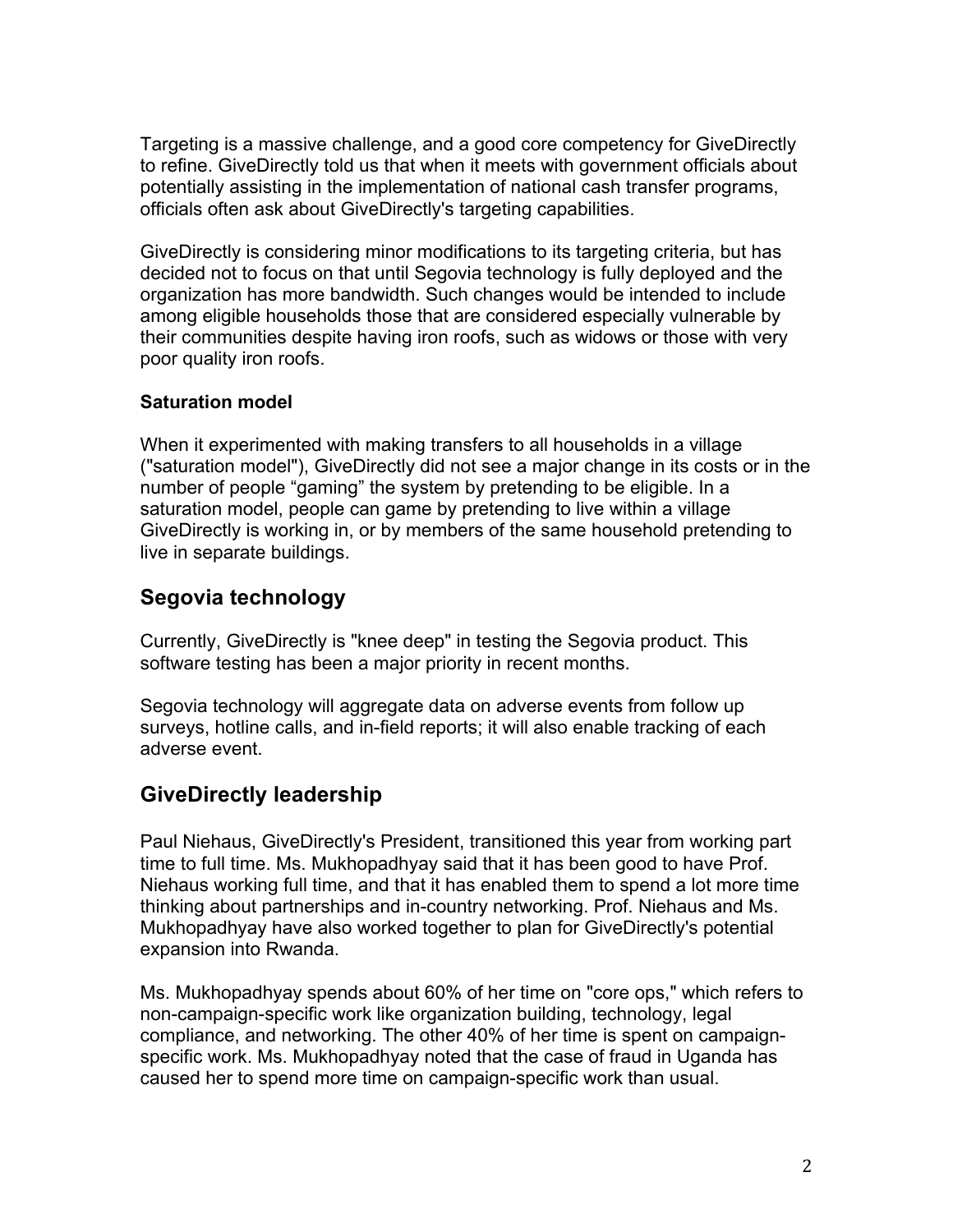Targeting is a massive challenge, and a good core competency for GiveDirectly to refine. GiveDirectly told us that when it meets with government officials about potentially assisting in the implementation of national cash transfer programs, officials often ask about GiveDirectly's targeting capabilities.

GiveDirectly is considering minor modifications to its targeting criteria, but has decided not to focus on that until Segovia technology is fully deployed and the organization has more bandwidth. Such changes would be intended to include among eligible households those that are considered especially vulnerable by their communities despite having iron roofs, such as widows or those with very poor quality iron roofs.

### Saturation model

When it experimented with making transfers to all households in a village ("saturation model"), GiveDirectly did not see a major change in its costs or in the number of people "gaming" the system by pretending to be eligible. In a saturation model, people can game by pretending to live within a village GiveDirectly is working in, or by members of the same household pretending to live in separate buildings.

## Segovia technology

Currently, GiveDirectly is "knee deep" in testing the Segovia product. This software testing has been a major priority in recent months.

Segovia technology will aggregate data on adverse events from follow up surveys, hotline calls, and in-field reports; it will also enable tracking of each adverse event.

## GiveDirectly leadership

Paul Niehaus, GiveDirectly's President, transitioned this year from working part time to full time. Ms. Mukhopadhyay said that it has been good to have Prof. Niehaus working full time, and that it has enabled them to spend a lot more time thinking about partnerships and in-country networking. Prof. Niehaus and Ms. Mukhopadhyay have also worked together to plan for GiveDirectly's potential expansion into Rwanda.

Ms. Mukhopadhyay spends about 60% of her time on "core ops," which refers to non-campaign-specific work like organization building, technology, legal compliance, and networking. The other 40% of her time is spent on campaign-specific work. Ms. Mukhopadhyay noted that the case of fraud in Uganda has caused her to spend more time on campaign-specific work than usual.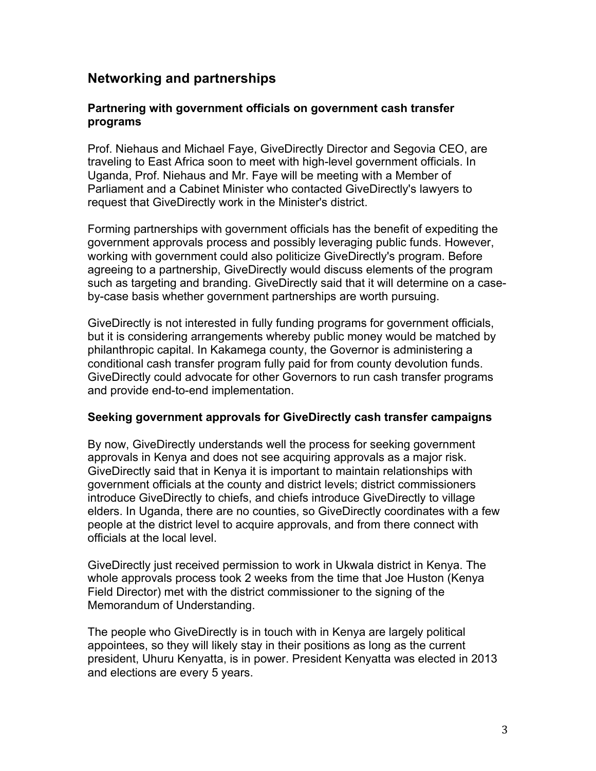## Networking and partnerships

### Partnering with government officials on government cash transfer programs

Prof. Niehaus and Michael Faye, GiveDirectly Director and Segovia CEO, are traveling to East Africa soon to meet with high-level government officials. In Uganda, Prof. Niehaus and Mr. Faye will be meeting with a Member of Parliament and a Cabinet Minister who contacted GiveDirectly's lawyers to request that GiveDirectly work in the Minister's district.

Forming partnerships with government officials has the benefit of expediting the government approvals process and possibly leveraging public funds. However, working with government could also politicize GiveDirectly's program. Before agreeing to a partnership, GiveDirectly would discuss elements of the program such as targeting and branding. GiveDirectly said that it will determine on a case-by-case basis whether government partnerships are worth pursuing.

GiveDirectly is not interested in fully funding programs for government officials, but it is considering arrangements whereby public money would be matched by philanthropic capital. In Kakamega county, the Governor is administering a conditional cash transfer program fully paid for from county devolution funds. GiveDirectly could advocate for other Governors to run cash transfer programs and provide end-to-end implementation.

### Seeking government approvals for GiveDirectly cash transfer campaigns

By now, GiveDirectly understands well the process for seeking government approvals in Kenya and does not see acquiring approvals as a major risk. GiveDirectly said that in Kenya it is important to maintain relationships with government officials at the county and district levels; district commissioners introduce GiveDirectly to chiefs, and chiefs introduce GiveDirectly to village elders. In Uganda, there are no counties, so GiveDirectly coordinates with a few people at the district level to acquire approvals, and from there connect with officials at the local level.

GiveDirectly just received permission to work in Ukwala district in Kenya. The whole approvals process took 2 weeks from the time that Joe Huston (Kenya Field Director) met with the district commissioner to the signing of the Memorandum of Understanding.

The people who GiveDirectly is in touch with in Kenya are largely political appointees, so they will likely stay in their positions as long as the current president, Uhuru Kenyatta, is in power. President Kenyatta was elected in 2013 and elections are every 5 years.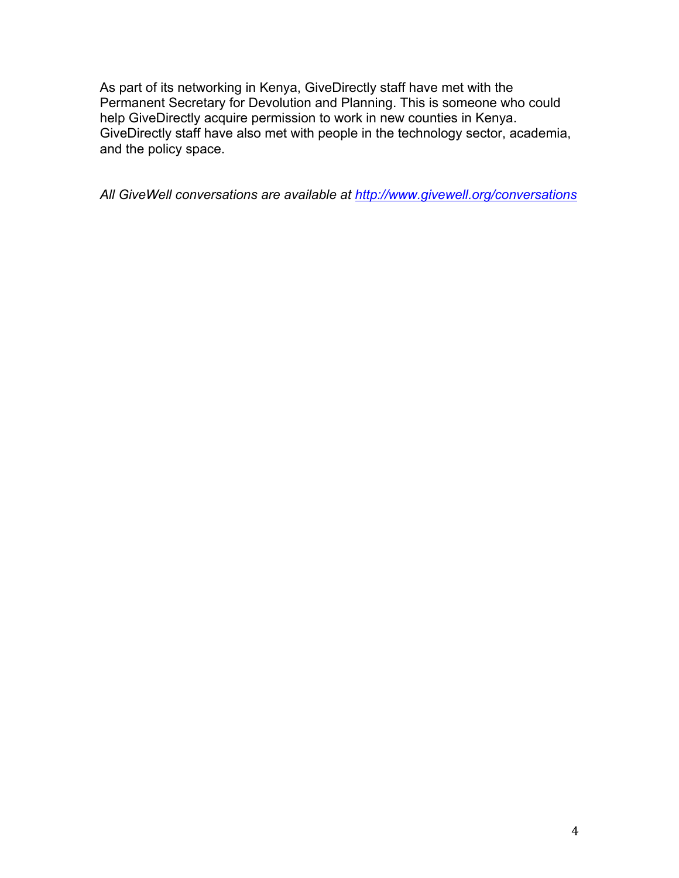As part of its networking in Kenya, GiveDirectly staff have met with the Permanent Secretary for Devolution and Planning. This is someone who could help GiveDirectly acquire permission to work in new counties in Kenya. GiveDirectly staff have also met with people in the technology sector, academia, and the policy space.

*All GiveWell conversations are available at [http://www.givewell.org/conversations](http://www.givewell.org/conversations)*